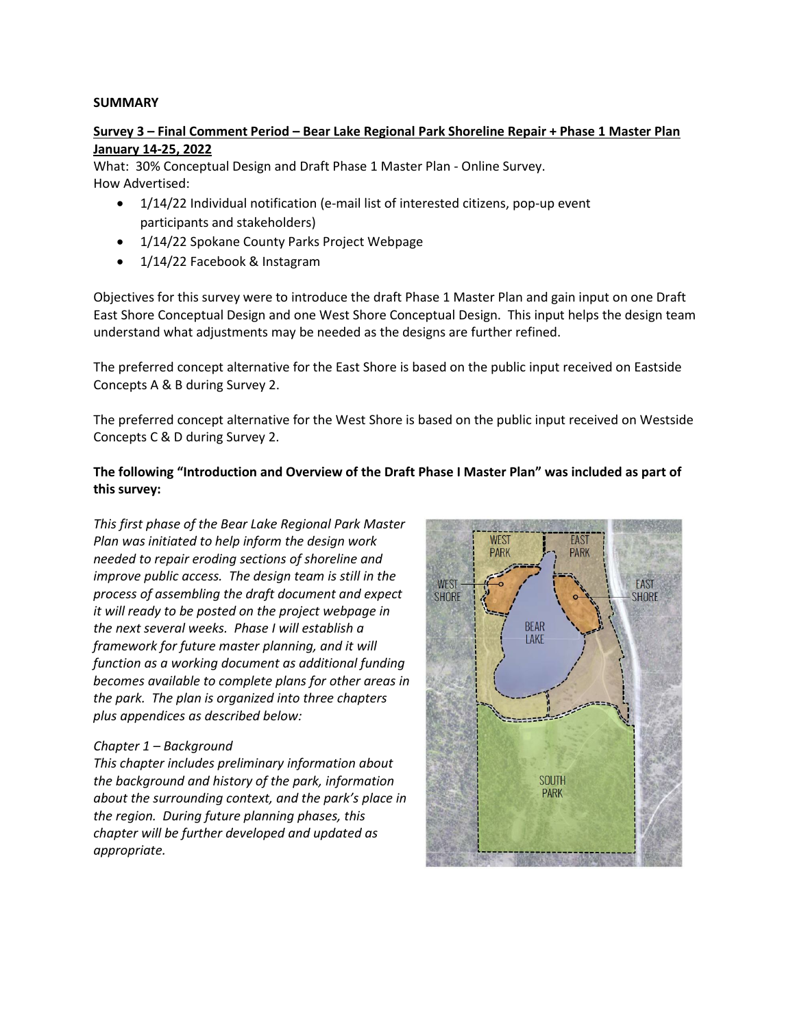**SUMMARY**

**Survey 3 – Final Comment Period – Bear Lake Regional Park Shoreline Repair + Phase 1 Master Plan January 14-25, 2022**

What: 30% Conceptual Design and Draft Phase 1 Master Plan - Online Survey.
How Advertised:

- 1/14/22 Individual notification (e-mail list of interested citizens, pop-up event participants and stakeholders)
- 1/14/22 Spokane County Parks Project Webpage
- 1/14/22 Facebook & Instagram

Objectives for this survey were to introduce the draft Phase 1 Master Plan and gain input on one Draft East Shore Conceptual Design and one West Shore Conceptual Design. This input helps the design team understand what adjustments may be needed as the designs are further refined.

The preferred concept alternative for the East Shore is based on the public input received on Eastside Concepts A & B during Survey 2.

The preferred concept alternative for the West Shore is based on the public input received on Westside Concepts C & D during Survey 2.

**The following "Introduction and Overview of the Draft Phase I Master Plan" was included as part of this survey:**

*This first phase of the Bear Lake Regional Park Master Plan was initiated to help inform the design work needed to repair eroding sections of shoreline and improve public access. The design team is still in the process of assembling the draft document and expect it will ready to be posted on the project webpage in the next several weeks. Phase I will establish a framework for future master planning, and it will function as a working document as additional funding becomes available to complete plans for other areas in the park. The plan is organized into three chapters plus appendices as described below:*

*Chapter 1 – Background*
*This chapter includes preliminary information about the background and history of the park, information about the surrounding context, and the park's place in the region. During future planning phases, this chapter will be further developed and updated as appropriate.*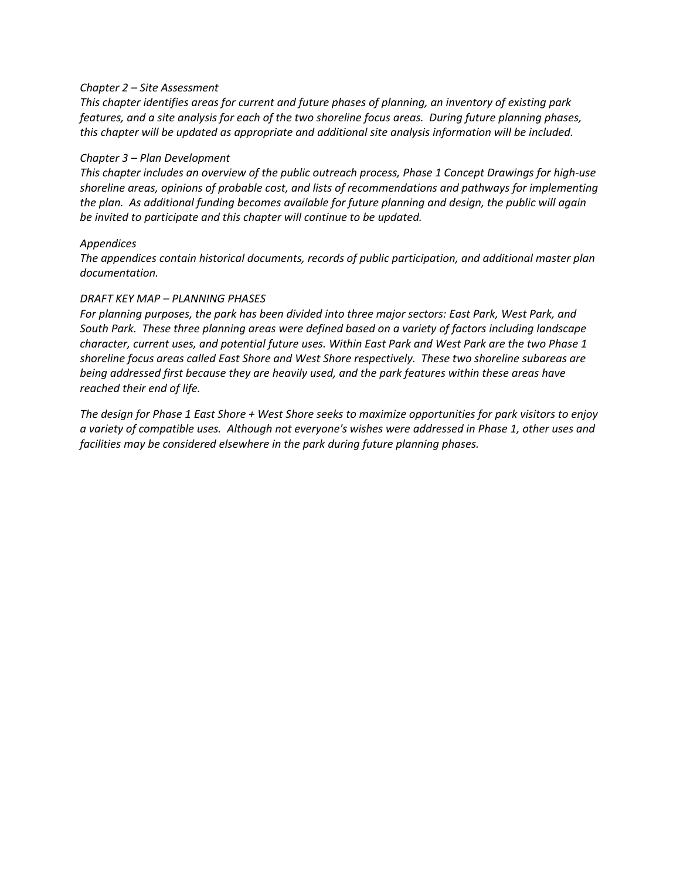*Chapter 2 – Site Assessment*
*This chapter identifies areas for current and future phases of planning, an inventory of existing park features, and a site analysis for each of the two shoreline focus areas. During future planning phases, this chapter will be updated as appropriate and additional site analysis information will be included.*

*Chapter 3 – Plan Development*
*This chapter includes an overview of the public outreach process, Phase 1 Concept Drawings for high-use shoreline areas, opinions of probable cost, and lists of recommendations and pathways for implementing the plan. As additional funding becomes available for future planning and design, the public will again be invited to participate and this chapter will continue to be updated.*

*Appendices*
*The appendices contain historical documents, records of public participation, and additional master plan documentation.*

*DRAFT KEY MAP – PLANNING PHASES*
*For planning purposes, the park has been divided into three major sectors: East Park, West Park, and South Park. These three planning areas were defined based on a variety of factors including landscape character, current uses, and potential future uses. Within East Park and West Park are the two Phase 1 shoreline focus areas called East Shore and West Shore respectively. These two shoreline subareas are being addressed first because they are heavily used, and the park features within these areas have reached their end of life.*

*The design for Phase 1 East Shore + West Shore seeks to maximize opportunities for park visitors to enjoy a variety of compatible uses. Although not everyone's wishes were addressed in Phase 1, other uses and facilities may be considered elsewhere in the park during future planning phases.*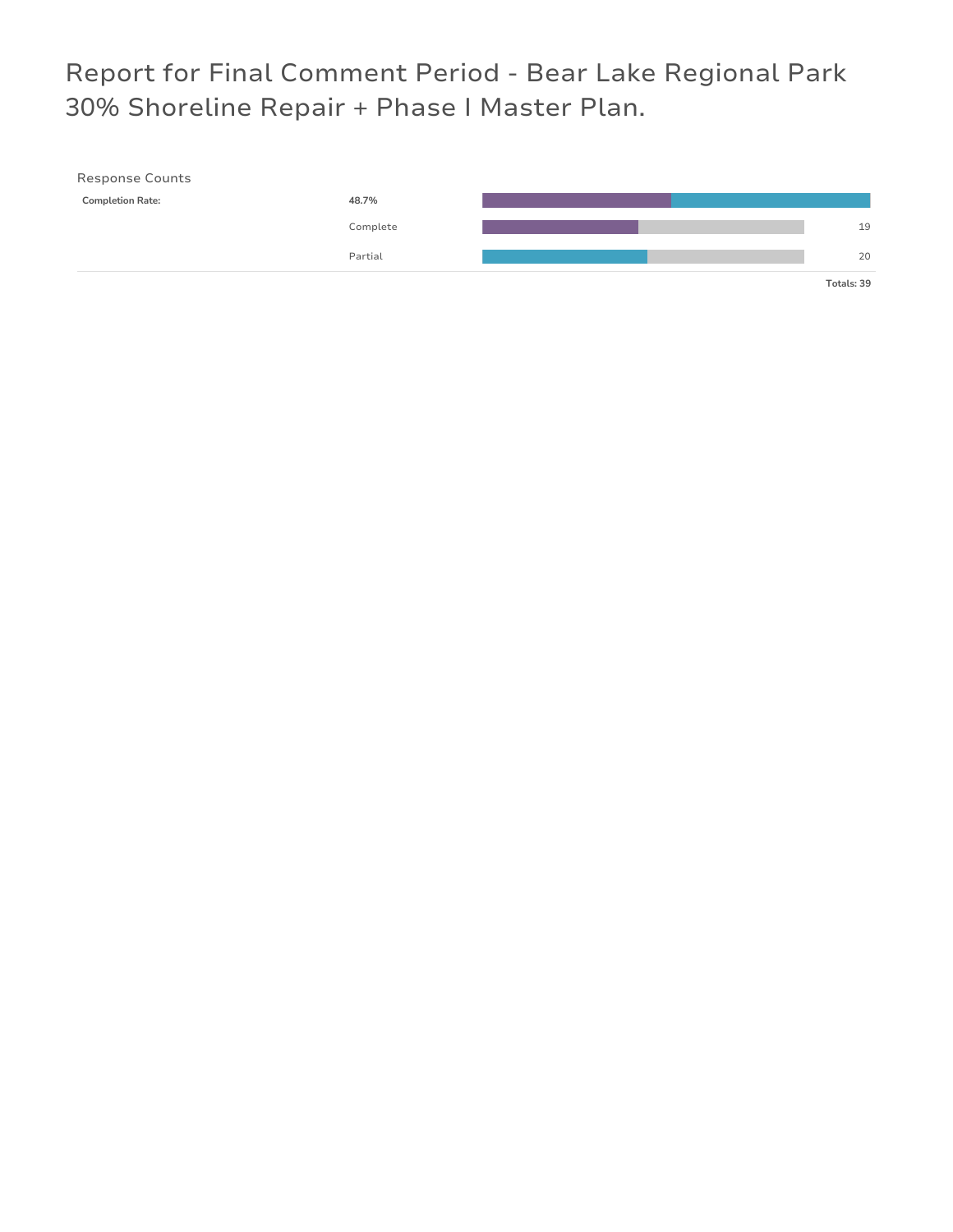# Report for Final Comment Period - Bear Lake Regional Park 30% Shoreline Repair + Phase I Master Plan.

## Response Counts

| | | |
|---|---|---|
| **Completion Rate:** | **48.7%** | |
| | Complete | 19 |
| | Partial | 20 |
| | | **Totals: 39** |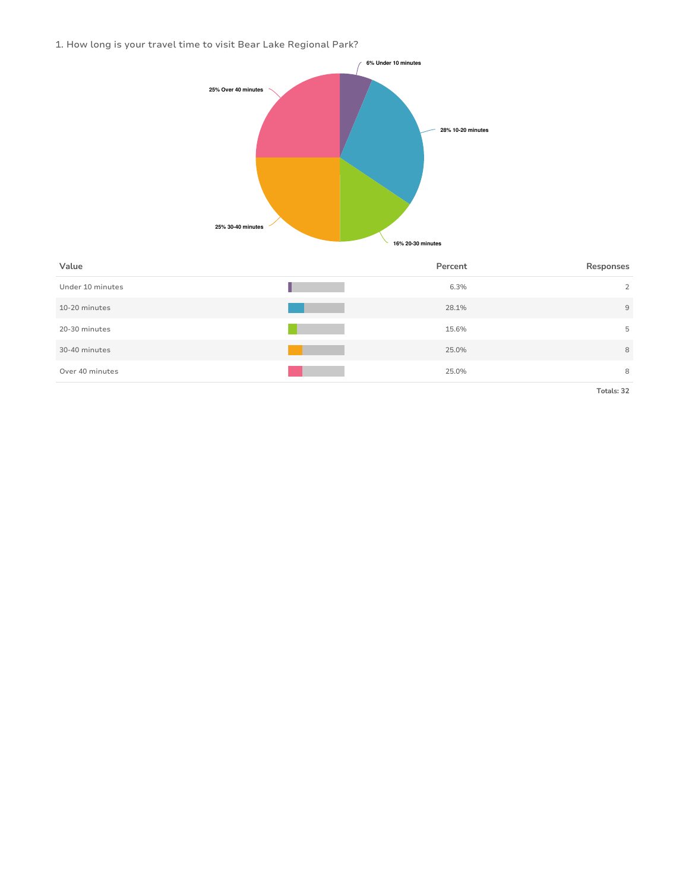1. How long is your travel time to visit Bear Lake Regional Park?

| Value | Percent | Responses |
|---|---|---|
| Under 10 minutes | 6.3% | 2 |
| 10-20 minutes | 28.1% | 9 |
| 20-30 minutes | 15.6% | 5 |
| 30-40 minutes | 25.0% | 8 |
| Over 40 minutes | 25.0% | 8 |

Totals: 32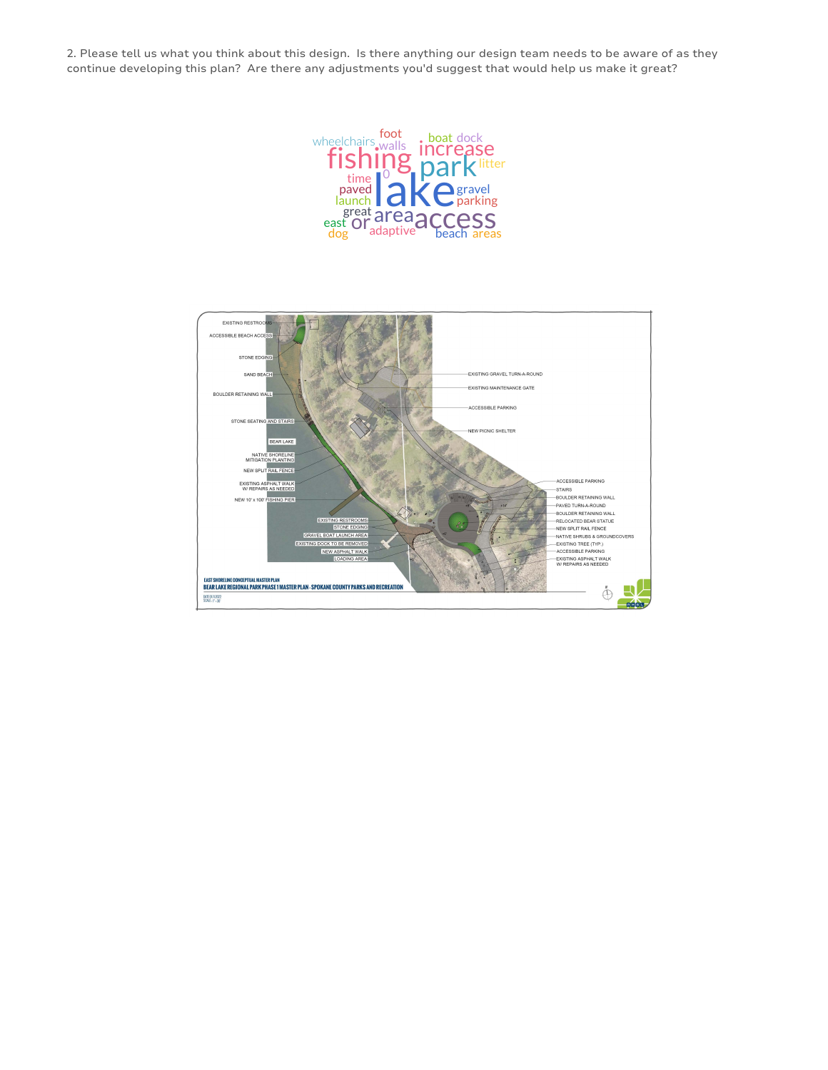2. Please tell us what you think about this design. Is there anything our design team needs to be aware of as they continue developing this plan? Are there any adjustments you'd suggest that would help us make it great?

wheelchairs foot walls boat dock increase fishing park litter time 0 paved lake gravel launch parking great area east or access dog adaptive beach areas

EXISTING RESTROOMS
ACCESSIBLE BEACH ACCESS
STONE EDGING
SAND BEACH
BOULDER RETAINING WALL
STONE SEATING AND STAIRS
BEAR LAKE
NATIVE SHORELINE MITIGATION PLANTING
NEW SPLIT RAIL FENCE
EXISTING ASPHALT WALK W/ REPAIRS AS NEEDED
NEW 10' x 100' FISHING PIER
EXISTING RESTROOMS
STONE EDGING
GRAVEL BOAT LAUNCH AREA
EXISTING DOCK TO BE REMOVED
NEW ASPHALT WALK
LOADING AREA

EXISTING GRAVEL TURN-A-ROUND
EXISTING MAINTENANCE GATE
ACCESSIBLE PARKING
NEW PICNIC SHELTER

ACCESSIBLE PARKING
STAIRS
BOULDER RETAINING WALL
PAVED TURN-A-ROUND
BOULDER RETAINING WALL
RELOCATED BEAR STATUE
NEW SPLIT RAIL FENCE
NATIVE SHRUBS & GROUNDCOVERS
EXISTING TREE (TYP.)
ACCESSIBLE PARKING
EXISTING ASPHALT WALK W/ REPAIRS AS NEEDED

EAST SHORELINE CONCEPTUAL MASTER PLAN
BEAR LAKE REGIONAL PARK PHASE 1 MASTER PLAN - SPOKANE COUNTY PARKS AND RECREATION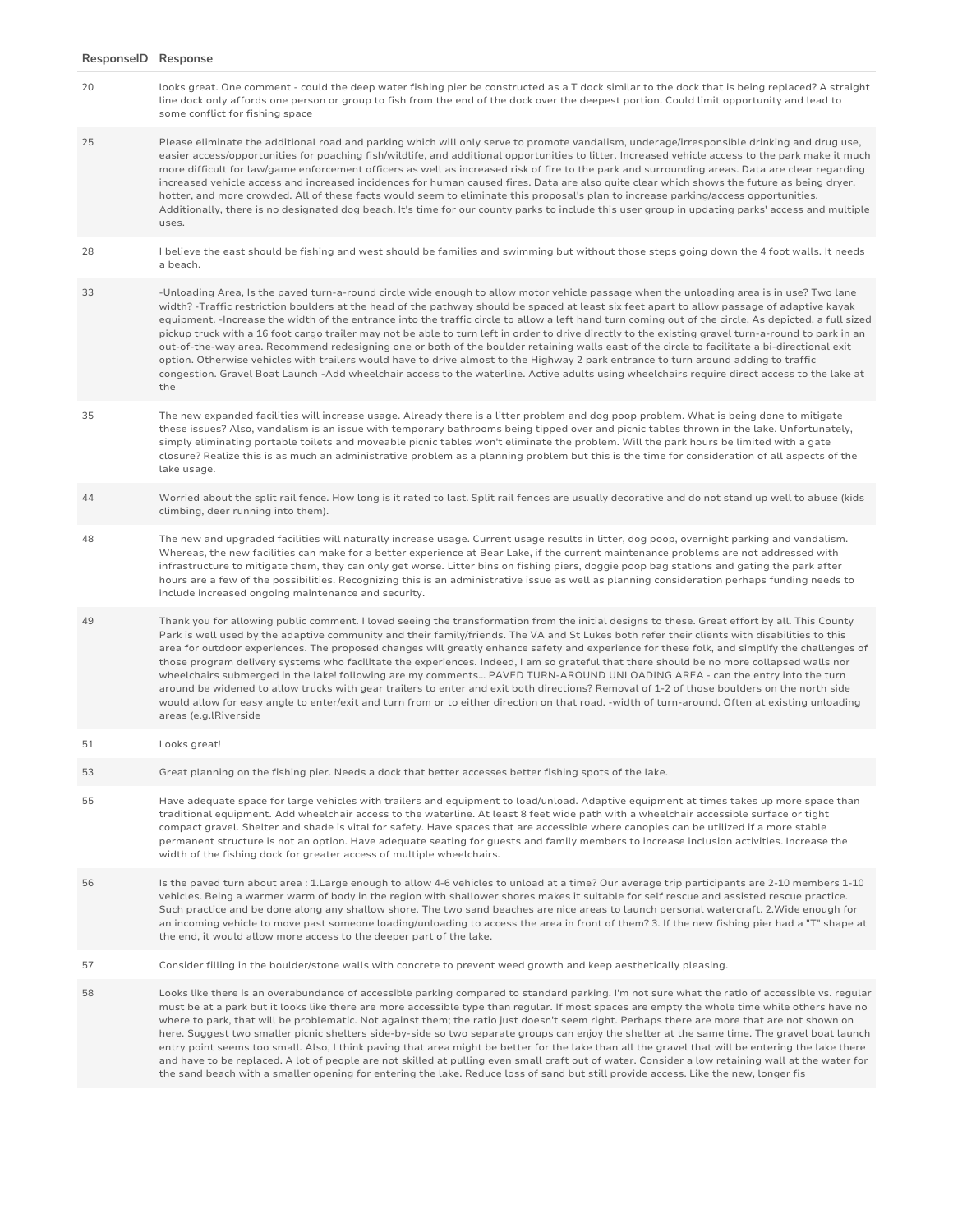| ResponseID | Response |
| --- | --- |
| 20 | looks great. One comment - could the deep water fishing pier be constructed as a T dock similar to the dock that is being replaced? A straight line dock only affords one person or group to fish from the end of the dock over the deepest portion. Could limit opportunity and lead to some conflict for fishing space |
| 25 | Please eliminate the additional road and parking which will only serve to promote vandalism, underage/irresponsible drinking and drug use, easier access/opportunities for poaching fish/wildlife, and additional opportunities to litter. Increased vehicle access to the park make it much more difficult for law/game enforcement officers as well as increased risk of fire to the park and surrounding areas. Data are clear regarding increased vehicle access and increased incidences for human caused fires. Data are also quite clear which shows the future as being dryer, hotter, and more crowded. All of these facts would seem to eliminate this proposal's plan to increase parking/access opportunities. Additionally, there is no designated dog beach. It's time for our county parks to include this user group in updating parks' access and multiple uses. |
| 28 | I believe the east should be fishing and west should be families and swimming but without those steps going down the 4 foot walls. It needs a beach. |
| 33 | -Unloading Area, Is the paved turn-a-round circle wide enough to allow motor vehicle passage when the unloading area is in use? Two lane width? -Traffic restriction boulders at the head of the pathway should be spaced at least six feet apart to allow passage of adaptive kayak equipment. -Increase the width of the entrance into the traffic circle to allow a left hand turn coming out of the circle. As depicted, a full sized pickup truck with a 16 foot cargo trailer may not be able to turn left in order to drive directly to the existing gravel turn-a-round to park in an out-of-the-way area. Recommend redesigning one or both of the boulder retaining walls east of the circle to facilitate a bi-directional exit option. Otherwise vehicles with trailers would have to drive almost to the Highway 2 park entrance to turn around adding to traffic congestion. Gravel Boat Launch -Add wheelchair access to the waterline. Active adults using wheelchairs require direct access to the lake at the |
| 35 | The new expanded facilities will increase usage. Already there is a litter problem and dog poop problem. What is being done to mitigate these issues? Also, vandalism is an issue with temporary bathrooms being tipped over and picnic tables thrown in the lake. Unfortunately, simply eliminating portable toilets and moveable picnic tables won't eliminate the problem. Will the park hours be limited with a gate closure? Realize this is as much an administrative problem as a planning problem but this is the time for consideration of all aspects of the lake usage. |
| 44 | Worried about the split rail fence. How long is it rated to last. Split rail fences are usually decorative and do not stand up well to abuse (kids climbing, deer running into them). |
| 48 | The new and upgraded facilities will naturally increase usage. Current usage results in litter, dog poop, overnight parking and vandalism. Whereas, the new facilities can make for a better experience at Bear Lake, if the current maintenance problems are not addressed with infrastructure to mitigate them, they can only get worse. Litter bins on fishing piers, doggie poop bag stations and gating the park after hours are a few of the possibilities. Recognizing this is an administrative issue as well as planning consideration perhaps funding needs to include increased ongoing maintenance and security. |
| 49 | Thank you for allowing public comment. I loved seeing the transformation from the initial designs to these. Great effort by all. This County Park is well used by the adaptive community and their family/friends. The VA and St Lukes both refer their clients with disabilities to this area for outdoor experiences. The proposed changes will greatly enhance safety and experience for these folk, and simplify the challenges of those program delivery systems who facilitate the experiences. Indeed, I am so grateful that there should be no more collapsed walls nor wheelchairs submerged in the lake! following are my comments... PAVED TURN-AROUND UNLOADING AREA - can the entry into the turn around be widened to allow trucks with gear trailers to enter and exit both directions? Removal of 1-2 of those boulders on the north side would allow for easy angle to enter/exit and turn from or to either direction on that road. -width of turn-around. Often at existing unloading areas (e.g.lRiverside |
| 51 | Looks great! |
| 53 | Great planning on the fishing pier. Needs a dock that better accesses better fishing spots of the lake. |
| 55 | Have adequate space for large vehicles with trailers and equipment to load/unload. Adaptive equipment at times takes up more space than traditional equipment. Add wheelchair access to the waterline. At least 8 feet wide path with a wheelchair accessible surface or tight compact gravel. Shelter and shade is vital for safety. Have spaces that are accessible where canopies can be utilized if a more stable permanent structure is not an option. Have adequate seating for guests and family members to increase inclusion activities. Increase the width of the fishing dock for greater access of multiple wheelchairs. |
| 56 | Is the paved turn about area : 1.Large enough to allow 4-6 vehicles to unload at a time? Our average trip participants are 2-10 members 1-10 vehicles. Being a warmer warm of body in the region with shallower shores makes it suitable for self rescue and assisted rescue practice. Such practice and be done along any shallow shore. The two sand beaches are nice areas to launch personal watercraft. 2.Wide enough for an incoming vehicle to move past someone loading/unloading to access the area in front of them? 3. If the new fishing pier had a "T" shape at the end, it would allow more access to the deeper part of the lake. |
| 57 | Consider filling in the boulder/stone walls with concrete to prevent weed growth and keep aesthetically pleasing. |
| 58 | Looks like there is an overabundance of accessible parking compared to standard parking. I'm not sure what the ratio of accessible vs. regular must be at a park but it looks like there are more accessible type than regular. If most spaces are empty the whole time while others have no where to park, that will be problematic. Not against them; the ratio just doesn't seem right. Perhaps there are more that are not shown on here. Suggest two smaller picnic shelters side-by-side so two separate groups can enjoy the shelter at the same time. The gravel boat launch entry point seems too small. Also, I think paving that area might be better for the lake than all the gravel that will be entering the lake there and have to be replaced. A lot of people are not skilled at pulling even small craft out of water. Consider a low retaining wall at the water for the sand beach with a smaller opening for entering the lake. Reduce loss of sand but still provide access. Like the new, longer fis |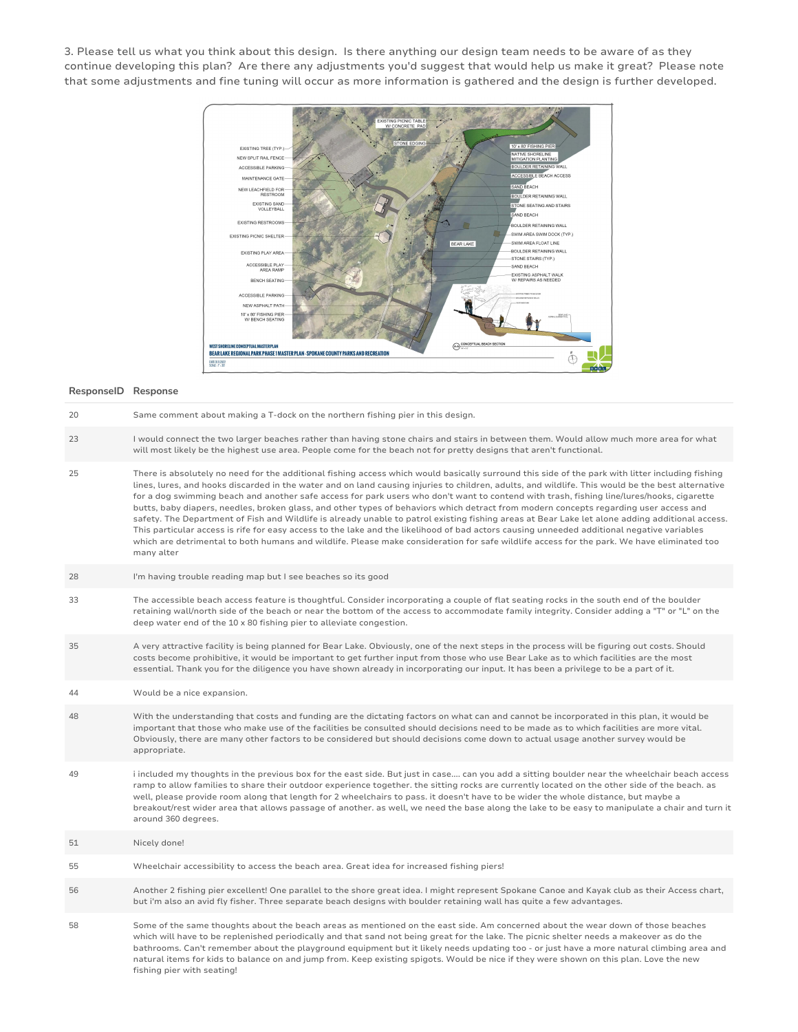3. Please tell us what you think about this design. Is there anything our design team needs to be aware of as they continue developing this plan? Are there any adjustments you'd suggest that would help us make it great? Please note that some adjustments and fine tuning will occur as more information is gathered and the design is further developed.

| ResponseID | Response |
| --- | --- |
| 20 | Same comment about making a T-dock on the northern fishing pier in this design. |
| 23 | I would connect the two larger beaches rather than having stone chairs and stairs in between them. Would allow much more area for what will most likely be the highest use area. People come for the beach not for pretty designs that aren't functional. |
| 25 | There is absolutely no need for the additional fishing access which would basically surround this side of the park with litter including fishing lines, lures, and hooks discarded in the water and on land causing injuries to children, adults, and wildlife. This would be the best alternative for a dog swimming beach and another safe access for park users who don't want to contend with trash, fishing line/lures/hooks, cigarette butts, baby diapers, needles, broken glass, and other types of behaviors which detract from modern concepts regarding user access and safety. The Department of Fish and Wildlife is already unable to patrol existing fishing areas at Bear Lake let alone adding additional access. This particular access is rife for easy access to the lake and the likelihood of bad actors causing unneeded additional negative variables which are detrimental to both humans and wildlife. Please make consideration for safe wildlife access for the park. We have eliminated too many alter |
| 28 | I'm having trouble reading map but I see beaches so its good |
| 33 | The accessible beach access feature is thoughtful. Consider incorporating a couple of flat seating rocks in the south end of the boulder retaining wall/north side of the beach or near the bottom of the access to accommodate family integrity. Consider adding a "T" or "L" on the deep water end of the 10 x 80 fishing pier to alleviate congestion. |
| 35 | A very attractive facility is being planned for Bear Lake. Obviously, one of the next steps in the process will be figuring out costs. Should costs become prohibitive, it would be important to get further input from those who use Bear Lake as to which facilities are the most essential. Thank you for the diligence you have shown already in incorporating our input. It has been a privilege to be a part of it. |
| 44 | Would be a nice expansion. |
| 48 | With the understanding that costs and funding are the dictating factors on what can and cannot be incorporated in this plan, it would be important that those who make use of the facilities be consulted should decisions need to be made as to which facilities are more vital. Obviously, there are many other factors to be considered but should decisions come down to actual usage another survey would be appropriate. |
| 49 | i included my thoughts in the previous box for the east side. But just in case.... can you add a sitting boulder near the wheelchair beach access ramp to allow families to share their outdoor experience together. the sitting rocks are currently located on the other side of the beach. as well, please provide room along that length for 2 wheelchairs to pass. it doesn't have to be wider the whole distance, but maybe a breakout/rest wider area that allows passage of another. as well, we need the base along the lake to be easy to manipulate a chair and turn it around 360 degrees. |
| 51 | Nicely done! |
| 55 | Wheelchair accessibility to access the beach area. Great idea for increased fishing piers! |
| 56 | Another 2 fishing pier excellent! One parallel to the shore great idea. I might represent Spokane Canoe and Kayak club as their Access chart, but i'm also an avid fly fisher. Three separate beach designs with boulder retaining wall has quite a few advantages. |
| 58 | Some of the same thoughts about the beach areas as mentioned on the east side. Am concerned about the wear down of those beaches which will have to be replenished periodically and that sand not being great for the lake. The picnic shelter needs a makeover as do the bathrooms. Can't remember about the playground equipment but it likely needs updating too - or just have a more natural climbing area and natural items for kids to balance on and jump from. Keep existing spigots. Would be nice if they were shown on this plan. Love the new fishing pier with seating! |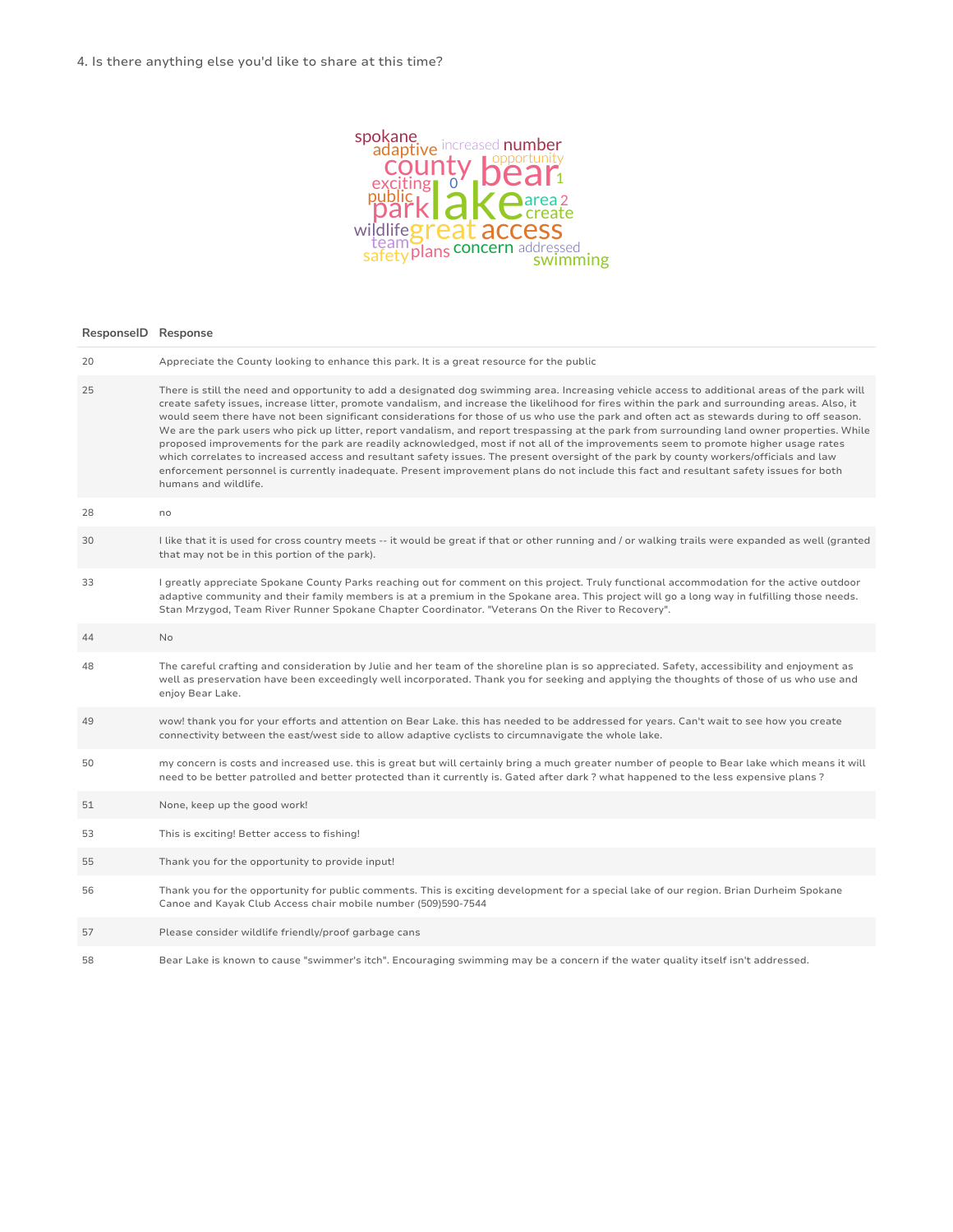4. Is there anything else you'd like to share at this time?

spokane
adaptive
increased
number
opportunity
county
bear
exciting
0
1
public
park
lake
area
2
create
wildlife
great
access
team
safety
plans
concern
addressed
swimming

| ResponseID | Response |
|---|---|
| 20 | Appreciate the County looking to enhance this park. It is a great resource for the public |
| 25 | There is still the need and opportunity to add a designated dog swimming area. Increasing vehicle access to additional areas of the park will create safety issues, increase litter, promote vandalism, and increase the likelihood for fires within the park and surrounding areas. Also, it would seem there have not been significant considerations for those of us who use the park and often act as stewards during to off season. We are the park users who pick up litter, report vandalism, and report trespassing at the park from surrounding land owner properties. While proposed improvements for the park are readily acknowledged, most if not all of the improvements seem to promote higher usage rates which correlates to increased access and resultant safety issues. The present oversight of the park by county workers/officials and law enforcement personnel is currently inadequate. Present improvement plans do not include this fact and resultant safety issues for both humans and wildlife. |
| 28 | no |
| 30 | I like that it is used for cross country meets -- it would be great if that or other running and / or walking trails were expanded as well (granted that may not be in this portion of the park). |
| 33 | I greatly appreciate Spokane County Parks reaching out for comment on this project. Truly functional accommodation for the active outdoor adaptive community and their family members is at a premium in the Spokane area. This project will go a long way in fulfilling those needs. Stan Mrzygod, Team River Runner Spokane Chapter Coordinator. "Veterans On the River to Recovery". |
| 44 | No |
| 48 | The careful crafting and consideration by Julie and her team of the shoreline plan is so appreciated. Safety, accessibility and enjoyment as well as preservation have been exceedingly well incorporated. Thank you for seeking and applying the thoughts of those of us who use and enjoy Bear Lake. |
| 49 | wow! thank you for your efforts and attention on Bear Lake. this has needed to be addressed for years. Can't wait to see how you create connectivity between the east/west side to allow adaptive cyclists to circumnavigate the whole lake. |
| 50 | my concern is costs and increased use. this is great but will certainly bring a much greater number of people to Bear lake which means it will need to be better patrolled and better protected than it currently is. Gated after dark ? what happened to the less expensive plans ? |
| 51 | None, keep up the good work! |
| 53 | This is exciting! Better access to fishing! |
| 55 | Thank you for the opportunity to provide input! |
| 56 | Thank you for the opportunity for public comments. This is exciting development for a special lake of our region. Brian Durheim Spokane Canoe and Kayak Club Access chair mobile number (509)590-7544 |
| 57 | Please consider wildlife friendly/proof garbage cans |
| 58 | Bear Lake is known to cause "swimmer's itch". Encouraging swimming may be a concern if the water quality itself isn't addressed. |